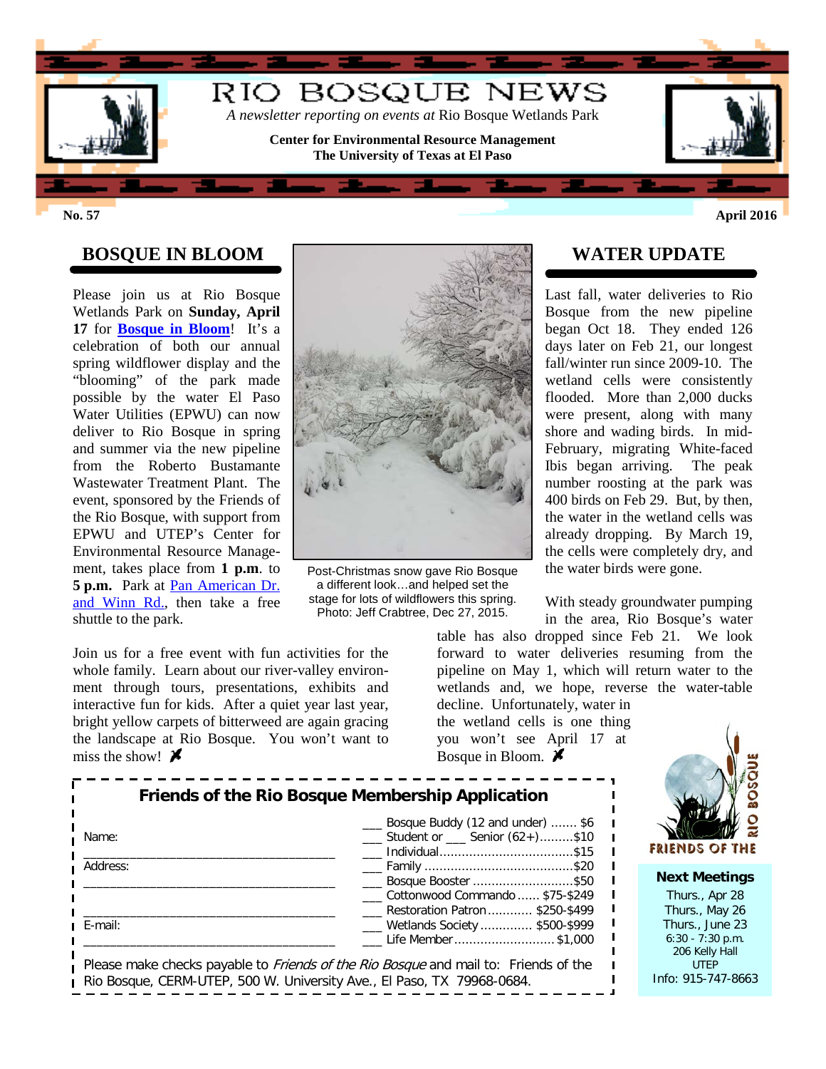# RIO BOSQUE NEWS

*A newsletter reporting on events at* Rio Bosque Wetlands Park

**Center for Environmental Resource Management**
**The University of Texas at El Paso**

**No. 57** **April 2016**

## BOSQUE IN BLOOM

Please join us at Rio Bosque Wetlands Park on **Sunday, April 17** for **Bosque in Bloom**! It's a celebration of both our annual spring wildflower display and the "blooming" of the park made possible by the water El Paso Water Utilities (EPWU) can now deliver to Rio Bosque in spring and summer via the new pipeline from the Roberto Bustamante Wastewater Treatment Plant. The event, sponsored by the Friends of the Rio Bosque, with support from EPWU and UTEP's Center for Environmental Resource Management, takes place from **1 p.m.** to **5 p.m.** Park at Pan American Dr. and Winn Rd., then take a free shuttle to the park.

Join us for a free event with fun activities for the whole family. Learn about our river-valley environment through tours, presentations, exhibits and interactive fun for kids. After a quiet year last year, bright yellow carpets of bitterweed are again gracing the landscape at Rio Bosque. You won't want to miss the show!

Post-Christmas snow gave Rio Bosque a different look…and helped set the stage for lots of wildflowers this spring. Photo: Jeff Crabtree, Dec 27, 2015.

## WATER UPDATE

Last fall, water deliveries to Rio Bosque from the new pipeline began Oct 18. They ended 126 days later on Feb 21, our longest fall/winter run since 2009-10. The wetland cells were consistently flooded. More than 2,000 ducks were present, along with many shore and wading birds. In mid-February, migrating White-faced Ibis began arriving. The peak number roosting at the park was 400 birds on Feb 29. But, by then, the water in the wetland cells was already dropping. By March 19, the cells were completely dry, and the water birds were gone.

With steady groundwater pumping in the area, Rio Bosque's water table has also dropped since Feb 21. We look forward to water deliveries resuming from the pipeline on May 1, which will return water to the wetlands and, we hope, reverse the water-table decline. Unfortunately, water in the wetland cells is one thing you won't see April 17 at Bosque in Bloom.

### Friends of the Rio Bosque Membership Application

Name: ______________________________________

Address: ______________________________________

______________________________________

E-mail: ______________________________________

___ Bosque Buddy (12 and under) ....... $6
___ Student or ___ Senior (62+).........$10
___ Individual...................................$15
___ Family .......................................$20
___ Bosque Booster ...........................$50
___ Cottonwood Commando ...... $75-$249
___ Restoration Patron ............ $250-$499
___ Wetlands Society .............. $500-$999
___ Life Member........................... $1,000

Please make checks payable to *Friends of the Rio Bosque* and mail to: Friends of the Rio Bosque, CERM-UTEP, 500 W. University Ave., El Paso, TX 79968-0684.

FRIENDS OF THE RIO BOSQUE

**Next Meetings**

Thurs., Apr 28
Thurs., May 26
Thurs., June 23
6:30 - 7:30 p.m.
206 Kelly Hall
UTEP
Info: 915-747-8663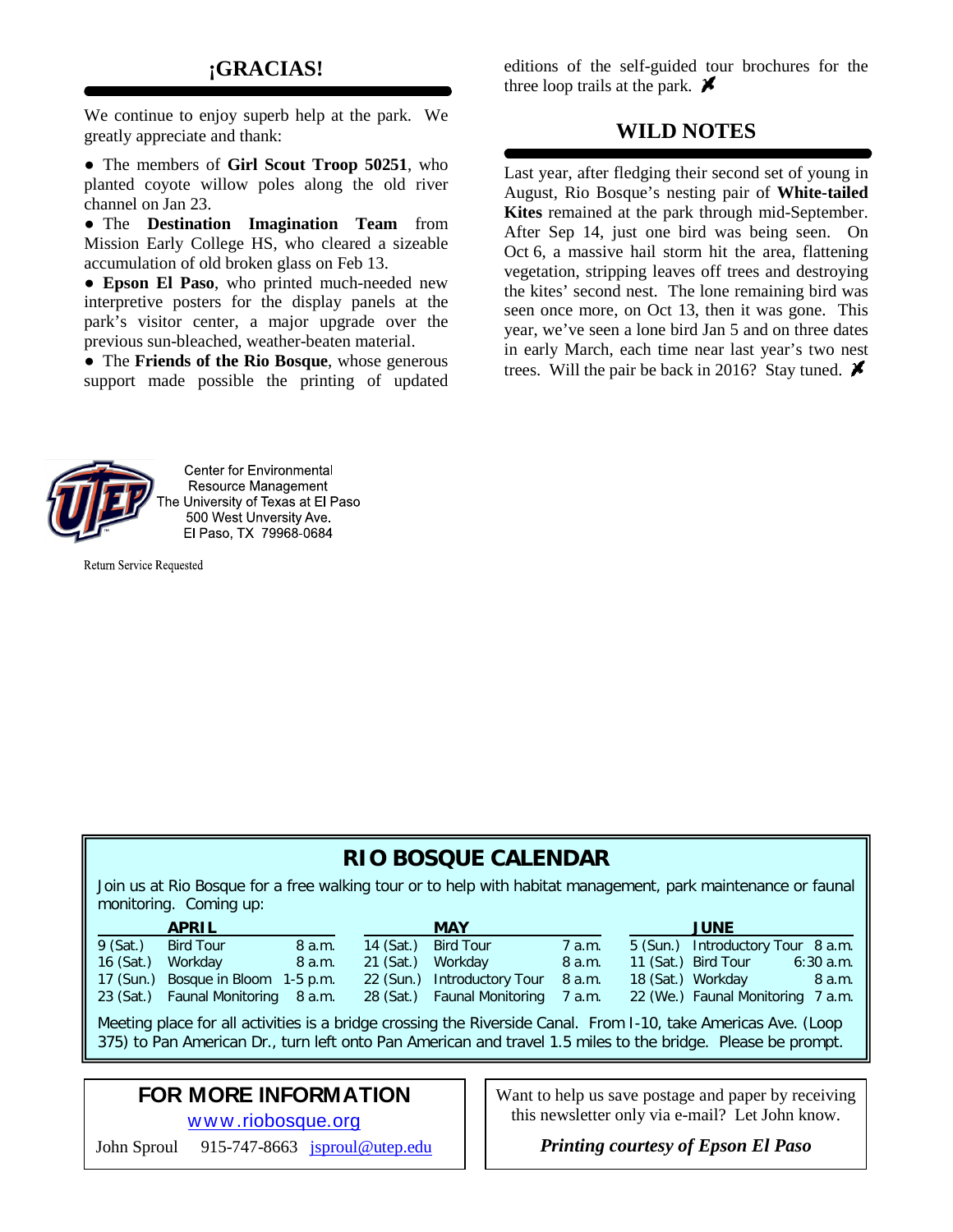## ¡GRACIAS!

We continue to enjoy superb help at the park. We greatly appreciate and thank:

- The members of **Girl Scout Troop 50251**, who planted coyote willow poles along the old river channel on Jan 23.
- The **Destination Imagination Team** from Mission Early College HS, who cleared a sizeable accumulation of old broken glass on Feb 13.
- **Epson El Paso**, who printed much-needed new interpretive posters for the display panels at the park's visitor center, a major upgrade over the previous sun-bleached, weather-beaten material.
- The **Friends of the Rio Bosque**, whose generous support made possible the printing of updated editions of the self-guided tour brochures for the three loop trails at the park.

## WILD NOTES

Last year, after fledging their second set of young in August, Rio Bosque's nesting pair of **White-tailed Kites** remained at the park through mid-September. After Sep 14, just one bird was being seen. On Oct 6, a massive hail storm hit the area, flattening vegetation, stripping leaves off trees and destroying the kites' second nest. The lone remaining bird was seen once more, on Oct 13, then it was gone. This year, we've seen a lone bird Jan 5 and on three dates in early March, each time near last year's two nest trees. Will the pair be back in 2016? Stay tuned.

Center for Environmental Resource Management
The University of Texas at El Paso
500 West Unversity Ave.
El Paso, TX 79968-0684

Return Service Requested

## RIO BOSQUE CALENDAR

Join us at Rio Bosque for a free walking tour or to help with habitat management, park maintenance or faunal monitoring. Coming up:

| APRIL | | | MAY | | | JUNE | | |
|---|---|---|---|---|---|---|---|---|
| 9 (Sat.) | Bird Tour | 8 a.m. | 14 (Sat.) | Bird Tour | 7 a.m. | 5 (Sun.) | Introductory Tour | 8 a.m. |
| 16 (Sat.) | Workday | 8 a.m. | 21 (Sat.) | Workday | 8 a.m. | 11 (Sat.) | Bird Tour | 6:30 a.m. |
| 17 (Sun.) | Bosque in Bloom | 1-5 p.m. | 22 (Sun.) | Introductory Tour | 8 a.m. | 18 (Sat.) | Workday | 8 a.m. |
| 23 (Sat.) | Faunal Monitoring | 8 a.m. | 28 (Sat.) | Faunal Monitoring | 7 a.m. | 22 (We.) | Faunal Monitoring | 7 a.m. |

Meeting place for all activities is a bridge crossing the Riverside Canal. From I-10, take Americas Ave. (Loop 375) to Pan American Dr., turn left onto Pan American and travel 1.5 miles to the bridge. Please be prompt.

### FOR MORE INFORMATION

www.riobosque.org

John Sproul 915-747-8663 jsproul@utep.edu

Want to help us save postage and paper by receiving this newsletter only via e-mail? Let John know.

***Printing courtesy of Epson El Paso***